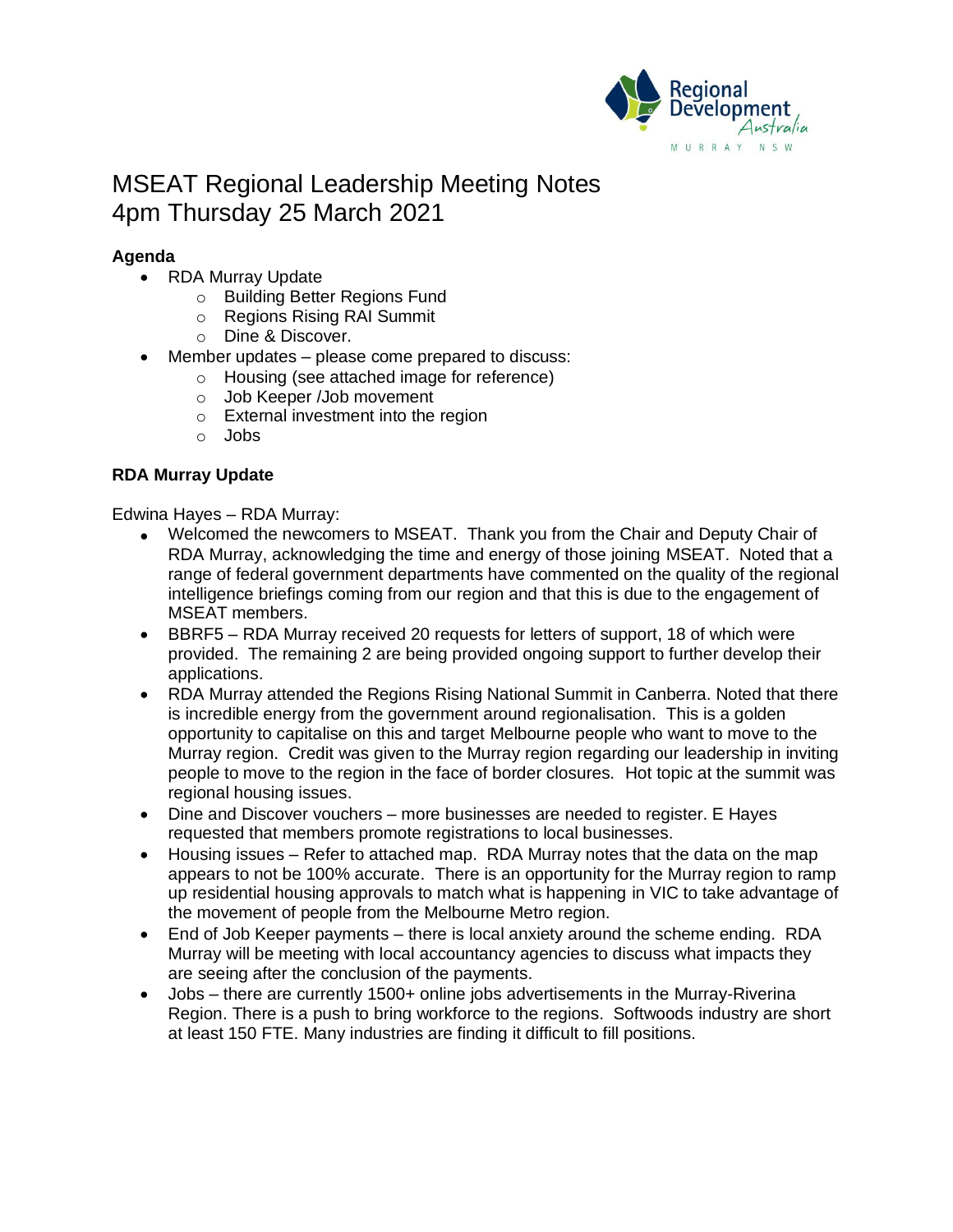# MSEAT Regional Leadership Meeting Notes
# 4pm Thursday 25 March 2021

**Agenda**

- RDA Murray Update
  - Building Better Regions Fund
  - Regions Rising RAI Summit
  - Dine & Discover.
- Member updates – please come prepared to discuss:
  - Housing (see attached image for reference)
  - Job Keeper /Job movement
  - External investment into the region
  - Jobs

**RDA Murray Update**

Edwina Hayes – RDA Murray:

- Welcomed the newcomers to MSEAT. Thank you from the Chair and Deputy Chair of RDA Murray, acknowledging the time and energy of those joining MSEAT. Noted that a range of federal government departments have commented on the quality of the regional intelligence briefings coming from our region and that this is due to the engagement of MSEAT members.
- BBRF5 – RDA Murray received 20 requests for letters of support, 18 of which were provided. The remaining 2 are being provided ongoing support to further develop their applications.
- RDA Murray attended the Regions Rising National Summit in Canberra. Noted that there is incredible energy from the government around regionalisation. This is a golden opportunity to capitalise on this and target Melbourne people who want to move to the Murray region. Credit was given to the Murray region regarding our leadership in inviting people to move to the region in the face of border closures. Hot topic at the summit was regional housing issues.
- Dine and Discover vouchers – more businesses are needed to register. E Hayes requested that members promote registrations to local businesses.
- Housing issues – Refer to attached map. RDA Murray notes that the data on the map appears to not be 100% accurate. There is an opportunity for the Murray region to ramp up residential housing approvals to match what is happening in VIC to take advantage of the movement of people from the Melbourne Metro region.
- End of Job Keeper payments – there is local anxiety around the scheme ending. RDA Murray will be meeting with local accountancy agencies to discuss what impacts they are seeing after the conclusion of the payments.
- Jobs – there are currently 1500+ online jobs advertisements in the Murray-Riverina Region. There is a push to bring workforce to the regions. Softwoods industry are short at least 150 FTE. Many industries are finding it difficult to fill positions.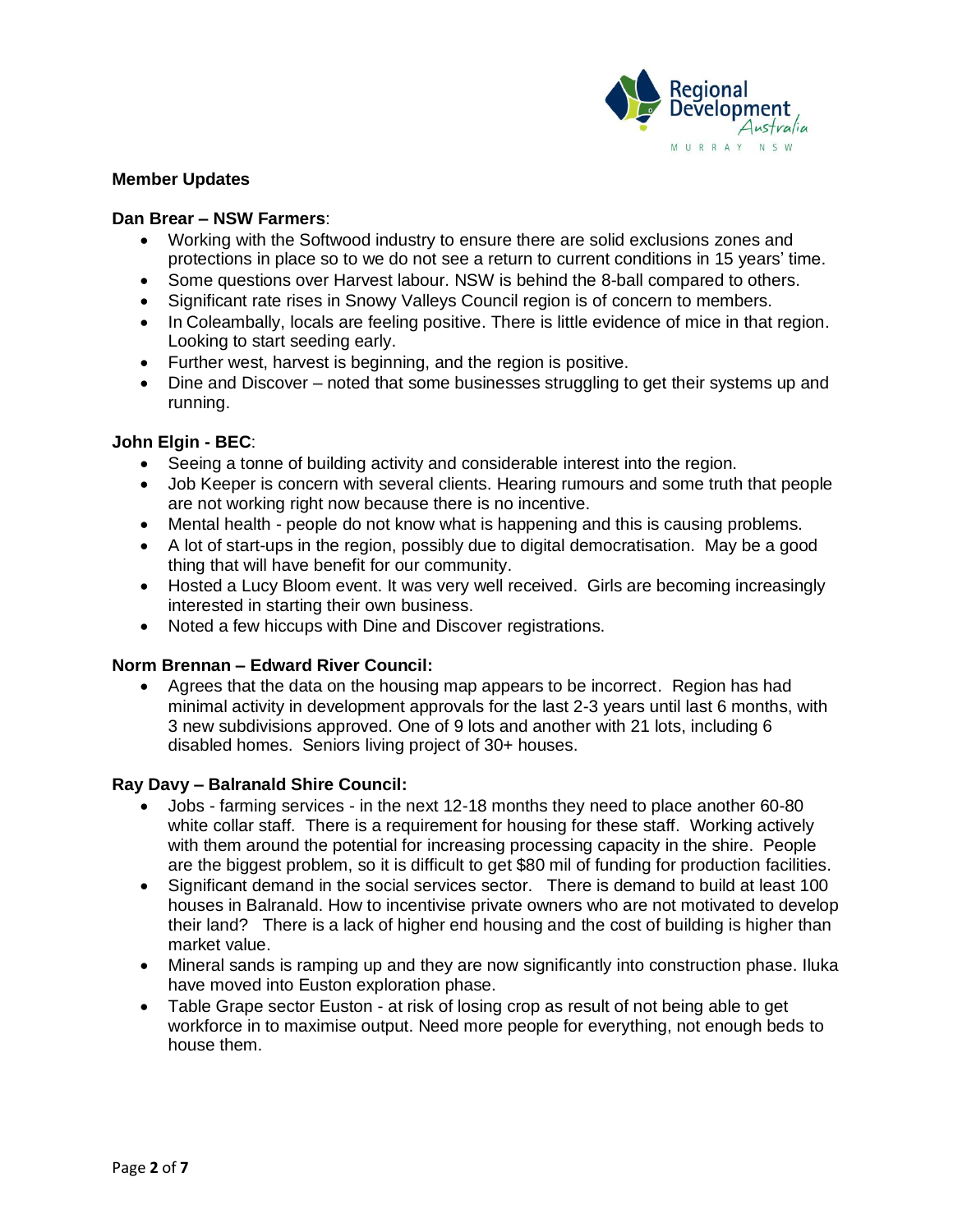**Member Updates**

**Dan Brear – NSW Farmers**:

- Working with the Softwood industry to ensure there are solid exclusions zones and protections in place so to we do not see a return to current conditions in 15 years' time.
- Some questions over Harvest labour. NSW is behind the 8-ball compared to others.
- Significant rate rises in Snowy Valleys Council region is of concern to members.
- In Coleambally, locals are feeling positive. There is little evidence of mice in that region. Looking to start seeding early.
- Further west, harvest is beginning, and the region is positive.
- Dine and Discover – noted that some businesses struggling to get their systems up and running.

**John Elgin - BEC**:

- Seeing a tonne of building activity and considerable interest into the region.
- Job Keeper is concern with several clients. Hearing rumours and some truth that people are not working right now because there is no incentive.
- Mental health - people do not know what is happening and this is causing problems.
- A lot of start-ups in the region, possibly due to digital democratisation. May be a good thing that will have benefit for our community.
- Hosted a Lucy Bloom event. It was very well received. Girls are becoming increasingly interested in starting their own business.
- Noted a few hiccups with Dine and Discover registrations.

**Norm Brennan – Edward River Council:**

- Agrees that the data on the housing map appears to be incorrect. Region has had minimal activity in development approvals for the last 2-3 years until last 6 months, with 3 new subdivisions approved. One of 9 lots and another with 21 lots, including 6 disabled homes. Seniors living project of 30+ houses.

**Ray Davy – Balranald Shire Council:**

- Jobs - farming services - in the next 12-18 months they need to place another 60-80 white collar staff. There is a requirement for housing for these staff. Working actively with them around the potential for increasing processing capacity in the shire. People are the biggest problem, so it is difficult to get $80 mil of funding for production facilities.
- Significant demand in the social services sector. There is demand to build at least 100 houses in Balranald. How to incentivise private owners who are not motivated to develop their land? There is a lack of higher end housing and the cost of building is higher than market value.
- Mineral sands is ramping up and they are now significantly into construction phase. Iluka have moved into Euston exploration phase.
- Table Grape sector Euston - at risk of losing crop as result of not being able to get workforce in to maximise output. Need more people for everything, not enough beds to house them.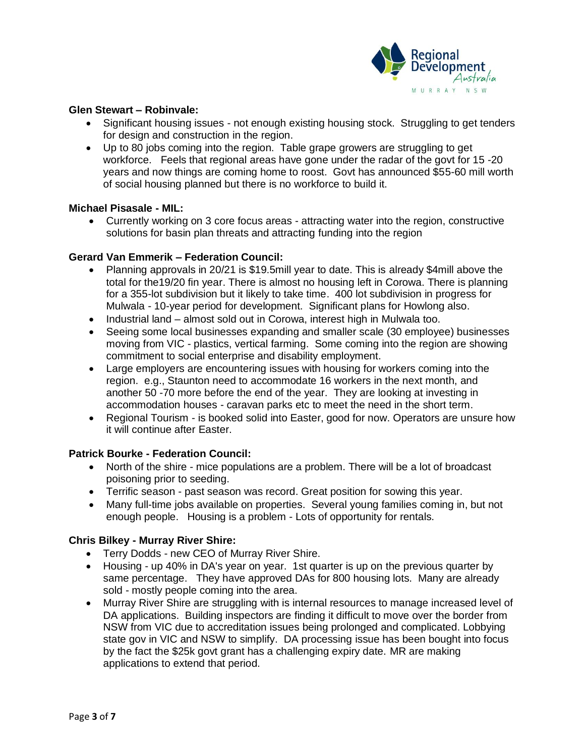**Glen Stewart – Robinvale:**

- Significant housing issues - not enough existing housing stock. Struggling to get tenders for design and construction in the region.
- Up to 80 jobs coming into the region. Table grape growers are struggling to get workforce. Feels that regional areas have gone under the radar of the govt for 15 -20 years and now things are coming home to roost. Govt has announced $55-60 mill worth of social housing planned but there is no workforce to build it.

**Michael Pisasale - MIL:**

- Currently working on 3 core focus areas - attracting water into the region, constructive solutions for basin plan threats and attracting funding into the region

**Gerard Van Emmerik – Federation Council:**

- Planning approvals in 20/21 is $19.5mill year to date. This is already $4mill above the total for the19/20 fin year. There is almost no housing left in Corowa. There is planning for a 355-lot subdivision but it likely to take time. 400 lot subdivision in progress for Mulwala - 10-year period for development. Significant plans for Howlong also.
- Industrial land – almost sold out in Corowa, interest high in Mulwala too.
- Seeing some local businesses expanding and smaller scale (30 employee) businesses moving from VIC - plastics, vertical farming. Some coming into the region are showing commitment to social enterprise and disability employment.
- Large employers are encountering issues with housing for workers coming into the region. e.g., Staunton need to accommodate 16 workers in the next month, and another 50 -70 more before the end of the year. They are looking at investing in accommodation houses - caravan parks etc to meet the need in the short term.
- Regional Tourism - is booked solid into Easter, good for now. Operators are unsure how it will continue after Easter.

**Patrick Bourke - Federation Council:**

- North of the shire - mice populations are a problem. There will be a lot of broadcast poisoning prior to seeding.
- Terrific season - past season was record. Great position for sowing this year.
- Many full-time jobs available on properties. Several young families coming in, but not enough people. Housing is a problem - Lots of opportunity for rentals.

**Chris Bilkey - Murray River Shire:**

- Terry Dodds - new CEO of Murray River Shire.
- Housing - up 40% in DA's year on year. 1st quarter is up on the previous quarter by same percentage. They have approved DAs for 800 housing lots. Many are already sold - mostly people coming into the area.
- Murray River Shire are struggling with is internal resources to manage increased level of DA applications. Building inspectors are finding it difficult to move over the border from NSW from VIC due to accreditation issues being prolonged and complicated. Lobbying state gov in VIC and NSW to simplify. DA processing issue has been bought into focus by the fact the $25k govt grant has a challenging expiry date. MR are making applications to extend that period.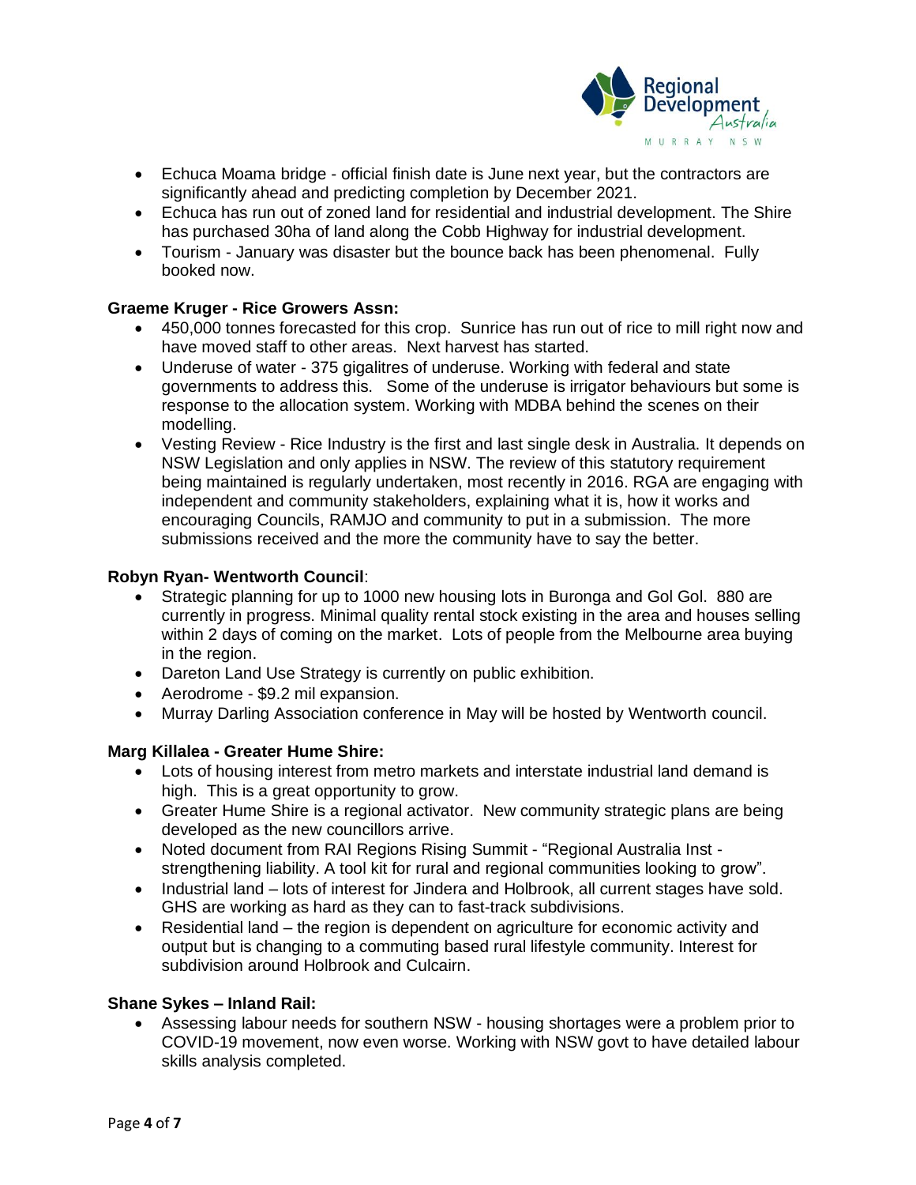- Echuca Moama bridge - official finish date is June next year, but the contractors are significantly ahead and predicting completion by December 2021.
- Echuca has run out of zoned land for residential and industrial development. The Shire has purchased 30ha of land along the Cobb Highway for industrial development.
- Tourism - January was disaster but the bounce back has been phenomenal. Fully booked now.

**Graeme Kruger - Rice Growers Assn:**

- 450,000 tonnes forecasted for this crop. Sunrice has run out of rice to mill right now and have moved staff to other areas. Next harvest has started.
- Underuse of water - 375 gigalitres of underuse. Working with federal and state governments to address this. Some of the underuse is irrigator behaviours but some is response to the allocation system. Working with MDBA behind the scenes on their modelling.
- Vesting Review - Rice Industry is the first and last single desk in Australia. It depends on NSW Legislation and only applies in NSW. The review of this statutory requirement being maintained is regularly undertaken, most recently in 2016. RGA are engaging with independent and community stakeholders, explaining what it is, how it works and encouraging Councils, RAMJO and community to put in a submission. The more submissions received and the more the community have to say the better.

**Robyn Ryan- Wentworth Council**:

- Strategic planning for up to 1000 new housing lots in Buronga and Gol Gol. 880 are currently in progress. Minimal quality rental stock existing in the area and houses selling within 2 days of coming on the market. Lots of people from the Melbourne area buying in the region.
- Dareton Land Use Strategy is currently on public exhibition.
- Aerodrome - $9.2 mil expansion.
- Murray Darling Association conference in May will be hosted by Wentworth council.

**Marg Killalea - Greater Hume Shire:**

- Lots of housing interest from metro markets and interstate industrial land demand is high. This is a great opportunity to grow.
- Greater Hume Shire is a regional activator. New community strategic plans are being developed as the new councillors arrive.
- Noted document from RAI Regions Rising Summit - "Regional Australia Inst - strengthening liability. A tool kit for rural and regional communities looking to grow".
- Industrial land – lots of interest for Jindera and Holbrook, all current stages have sold. GHS are working as hard as they can to fast-track subdivisions.
- Residential land – the region is dependent on agriculture for economic activity and output but is changing to a commuting based rural lifestyle community. Interest for subdivision around Holbrook and Culcairn.

**Shane Sykes – Inland Rail:**

- Assessing labour needs for southern NSW - housing shortages were a problem prior to COVID-19 movement, now even worse. Working with NSW govt to have detailed labour skills analysis completed.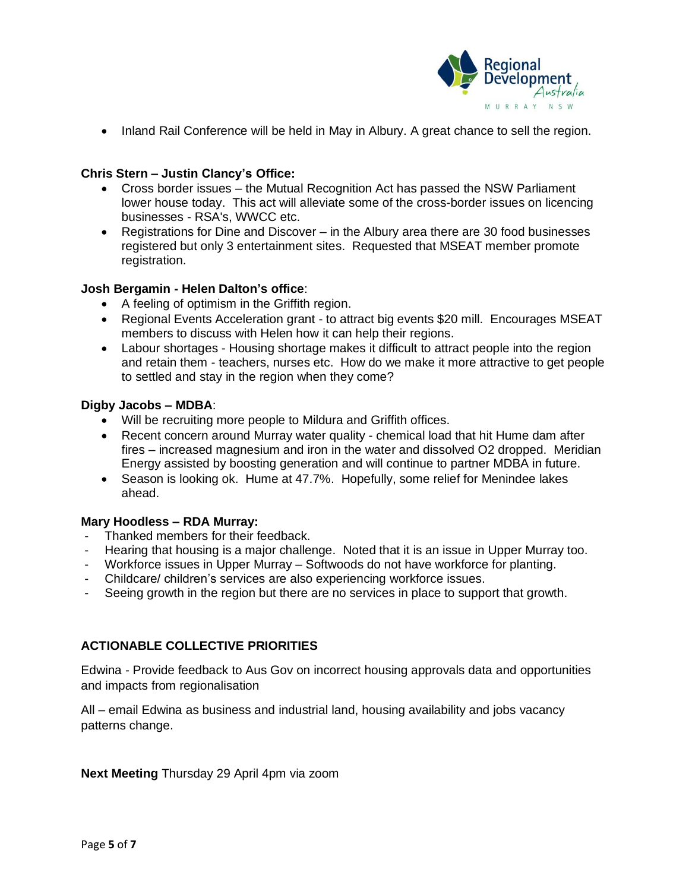- Inland Rail Conference will be held in May in Albury. A great chance to sell the region.

**Chris Stern – Justin Clancy's Office:**

- Cross border issues – the Mutual Recognition Act has passed the NSW Parliament lower house today. This act will alleviate some of the cross-border issues on licencing businesses - RSA's, WWCC etc.
- Registrations for Dine and Discover – in the Albury area there are 30 food businesses registered but only 3 entertainment sites. Requested that MSEAT member promote registration.

**Josh Bergamin - Helen Dalton's office**:

- A feeling of optimism in the Griffith region.
- Regional Events Acceleration grant - to attract big events $20 mill. Encourages MSEAT members to discuss with Helen how it can help their regions.
- Labour shortages - Housing shortage makes it difficult to attract people into the region and retain them - teachers, nurses etc. How do we make it more attractive to get people to settled and stay in the region when they come?

**Digby Jacobs – MDBA**:

- Will be recruiting more people to Mildura and Griffith offices.
- Recent concern around Murray water quality - chemical load that hit Hume dam after fires – increased magnesium and iron in the water and dissolved $O_2$ dropped. Meridian Energy assisted by boosting generation and will continue to partner MDBA in future.
- Season is looking ok. Hume at 47.7%. Hopefully, some relief for Menindee lakes ahead.

**Mary Hoodless – RDA Murray:**

- Thanked members for their feedback.
- Hearing that housing is a major challenge. Noted that it is an issue in Upper Murray too.
- Workforce issues in Upper Murray – Softwoods do not have workforce for planting.
- Childcare/ children's services are also experiencing workforce issues.
- Seeing growth in the region but there are no services in place to support that growth.

**ACTIONABLE COLLECTIVE PRIORITIES**

Edwina - Provide feedback to Aus Gov on incorrect housing approvals data and opportunities and impacts from regionalisation

All – email Edwina as business and industrial land, housing availability and jobs vacancy patterns change.

**Next Meeting** Thursday 29 April 4pm via zoom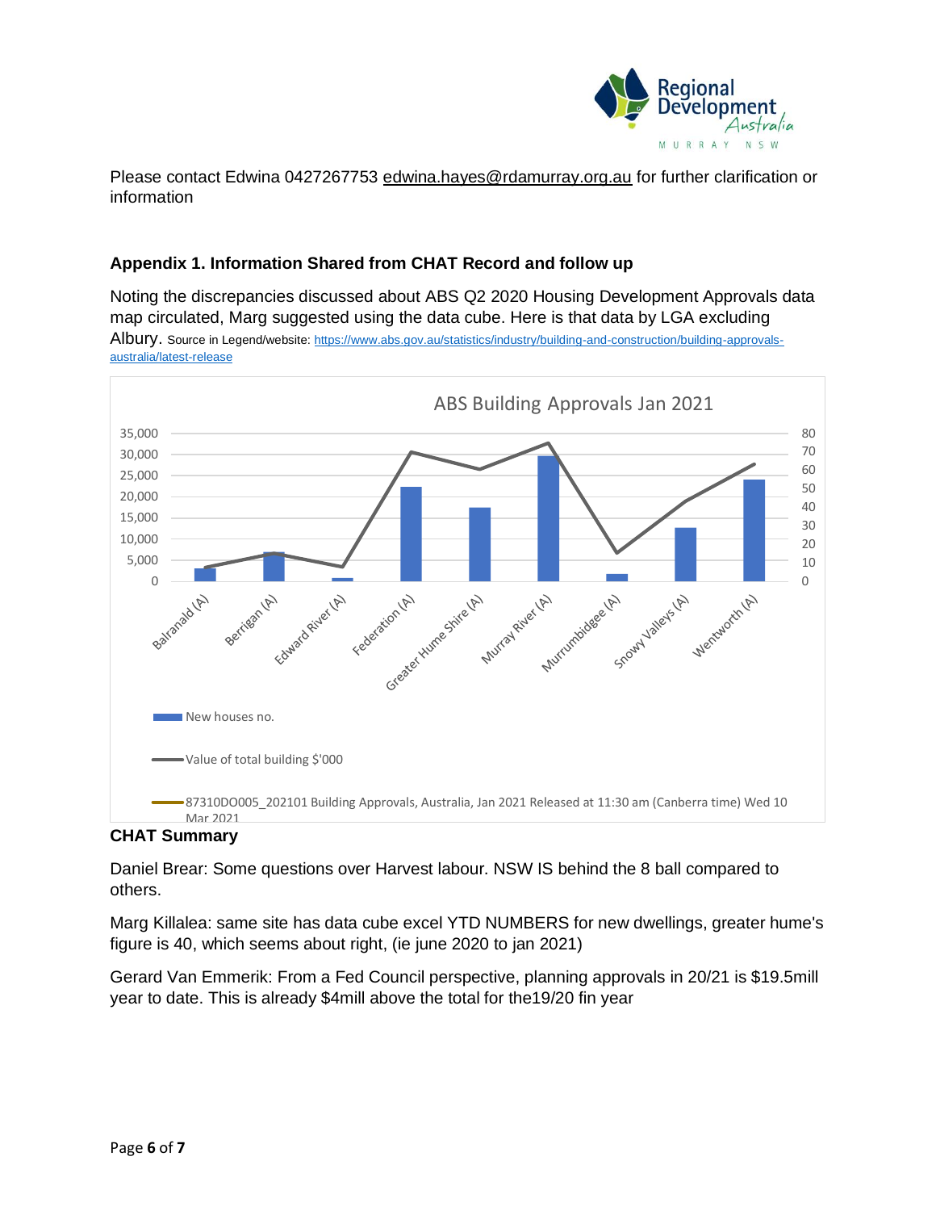Please contact Edwina 0427267753 edwina.hayes@rdamurray.org.au for further clarification or information

### Appendix 1. Information Shared from CHAT Record and follow up

Noting the discrepancies discussed about ABS Q2 2020 Housing Development Approvals data map circulated, Marg suggested using the data cube. Here is that data by LGA excluding Albury. Source in Legend/website: https://www.abs.gov.au/statistics/industry/building-and-construction/building-approvals-australia/latest-release

ABS Building Approvals Jan 2021

New houses no.

Value of total building $'000

87310DO005_202101 Building Approvals, Australia, Jan 2021 Released at 11:30 am (Canberra time) Wed 10 Mar 2021

### CHAT Summary

Daniel Brear: Some questions over Harvest labour. NSW IS behind the 8 ball compared to others.

Marg Killalea: same site has data cube excel YTD NUMBERS for new dwellings, greater hume's figure is 40, which seems about right, (ie june 2020 to jan 2021)

Gerard Van Emmerik: From a Fed Council perspective, planning approvals in 20/21 is $19.5mill year to date. This is already $4mill above the total for the19/20 fin year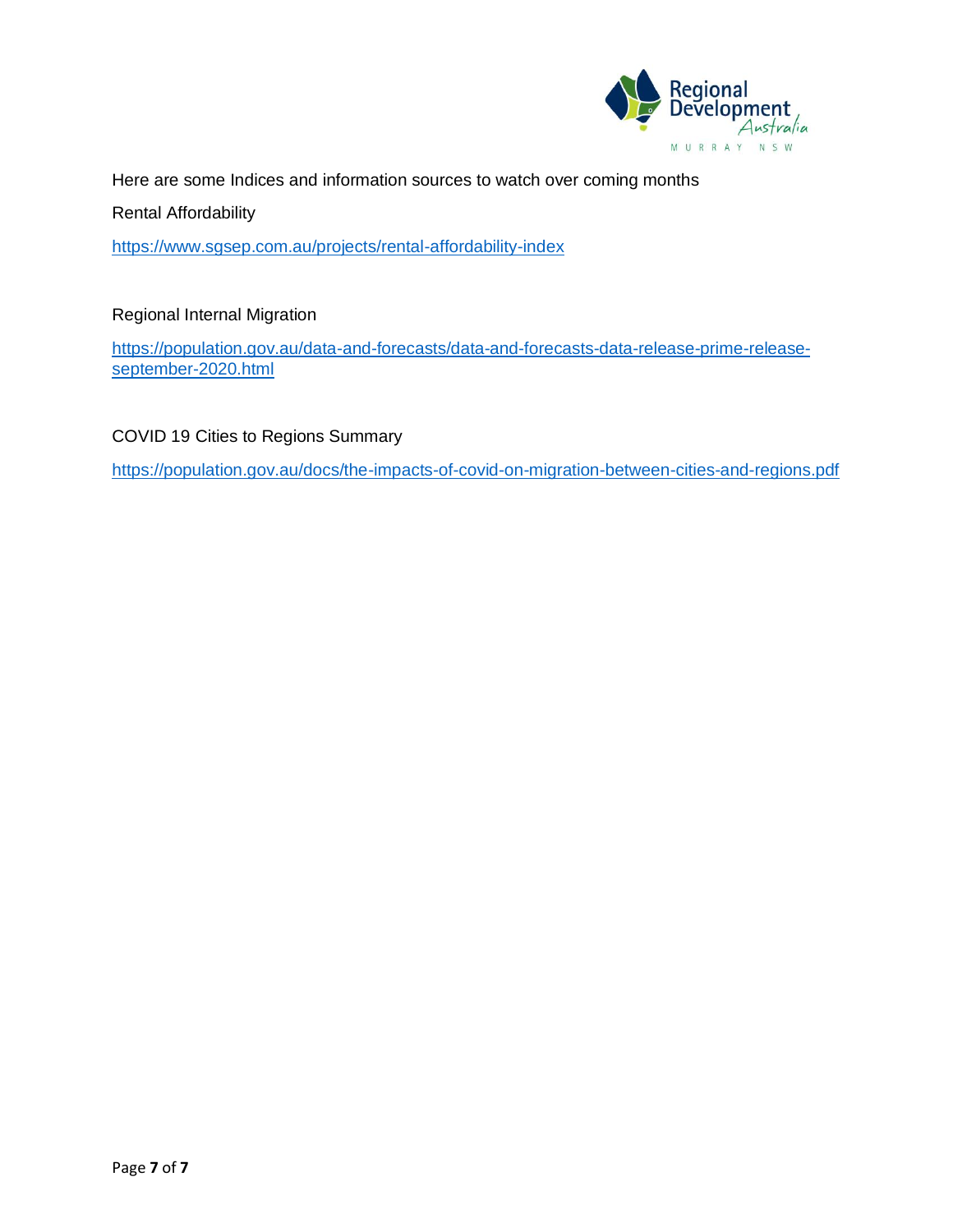Here are some Indices and information sources to watch over coming months

Rental Affordability

https://www.sgsep.com.au/projects/rental-affordability-index

Regional Internal Migration

https://population.gov.au/data-and-forecasts/data-and-forecasts-data-release-prime-release-september-2020.html

COVID 19 Cities to Regions Summary

https://population.gov.au/docs/the-impacts-of-covid-on-migration-between-cities-and-regions.pdf